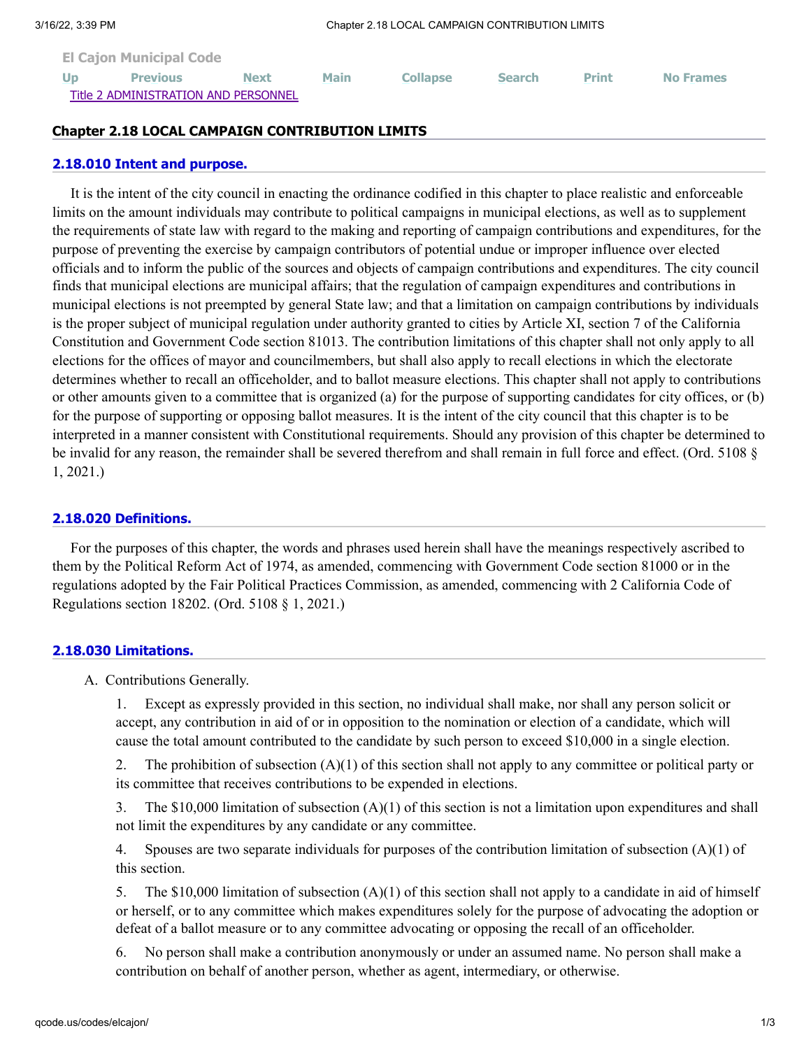El Cajon Municipal Code

Up Previous Next Main Collapse Search Print No Frames

Title 2 ADMINISTRATION AND PERSONNEL

## Chapter 2.18 LOCAL CAMPAIGN CONTRIBUTION LIMITS

### 2.18.010 Intent and purpose.

It is the intent of the city council in enacting the ordinance codified in this chapter to place realistic and enforceable limits on the amount individuals may contribute to political campaigns in municipal elections, as well as to supplement the requirements of state law with regard to the making and reporting of campaign contributions and expenditures, for the purpose of preventing the exercise by campaign contributors of potential undue or improper influence over elected officials and to inform the public of the sources and objects of campaign contributions and expenditures. The city council finds that municipal elections are municipal affairs; that the regulation of campaign expenditures and contributions in municipal elections is not preempted by general State law; and that a limitation on campaign contributions by individuals is the proper subject of municipal regulation under authority granted to cities by Article XI, section 7 of the California Constitution and Government Code section 81013. The contribution limitations of this chapter shall not only apply to all elections for the offices of mayor and councilmembers, but shall also apply to recall elections in which the electorate determines whether to recall an officeholder, and to ballot measure elections. This chapter shall not apply to contributions or other amounts given to a committee that is organized (a) for the purpose of supporting candidates for city offices, or (b) for the purpose of supporting or opposing ballot measures. It is the intent of the city council that this chapter is to be interpreted in a manner consistent with Constitutional requirements. Should any provision of this chapter be determined to be invalid for any reason, the remainder shall be severed therefrom and shall remain in full force and effect. (Ord. 5108 § 1, 2021.)

### 2.18.020 Definitions.

For the purposes of this chapter, the words and phrases used herein shall have the meanings respectively ascribed to them by the Political Reform Act of 1974, as amended, commencing with Government Code section 81000 or in the regulations adopted by the Fair Political Practices Commission, as amended, commencing with 2 California Code of Regulations section 18202. (Ord. 5108 § 1, 2021.)

### 2.18.030 Limitations.

A. Contributions Generally.

1. Except as expressly provided in this section, no individual shall make, nor shall any person solicit or accept, any contribution in aid of or in opposition to the nomination or election of a candidate, which will cause the total amount contributed to the candidate by such person to exceed $10,000 in a single election.

2. The prohibition of subsection (A)(1) of this section shall not apply to any committee or political party or its committee that receives contributions to be expended in elections.

3. The $10,000 limitation of subsection (A)(1) of this section is not a limitation upon expenditures and shall not limit the expenditures by any candidate or any committee.

4. Spouses are two separate individuals for purposes of the contribution limitation of subsection (A)(1) of this section.

5. The $10,000 limitation of subsection (A)(1) of this section shall not apply to a candidate in aid of himself or herself, or to any committee which makes expenditures solely for the purpose of advocating the adoption or defeat of a ballot measure or to any committee advocating or opposing the recall of an officeholder.

6. No person shall make a contribution anonymously or under an assumed name. No person shall make a contribution on behalf of another person, whether as agent, intermediary, or otherwise.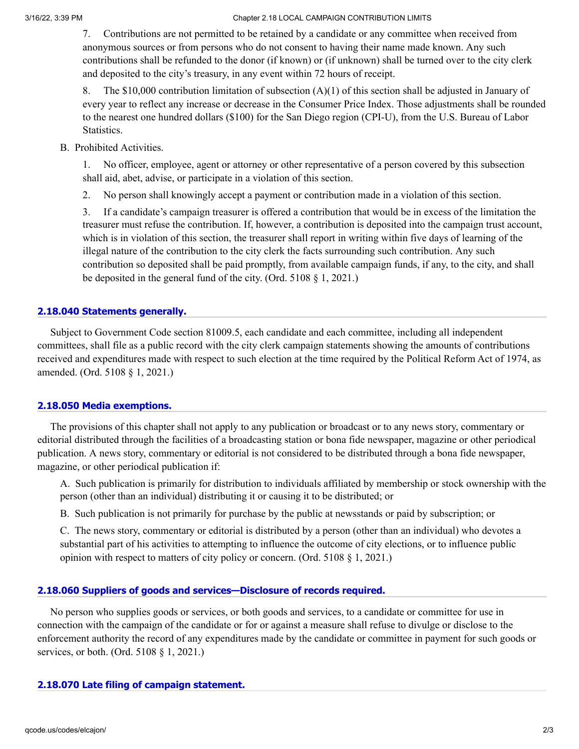7. Contributions are not permitted to be retained by a candidate or any committee when received from anonymous sources or from persons who do not consent to having their name made known. Any such contributions shall be refunded to the donor (if known) or (if unknown) shall be turned over to the city clerk and deposited to the city's treasury, in any event within 72 hours of receipt.

8. The $10,000 contribution limitation of subsection (A)(1) of this section shall be adjusted in January of every year to reflect any increase or decrease in the Consumer Price Index. Those adjustments shall be rounded to the nearest one hundred dollars ($100) for the San Diego region (CPI-U), from the U.S. Bureau of Labor Statistics.

B. Prohibited Activities.

1. No officer, employee, agent or attorney or other representative of a person covered by this subsection shall aid, abet, advise, or participate in a violation of this section.

2. No person shall knowingly accept a payment or contribution made in a violation of this section.

3. If a candidate's campaign treasurer is offered a contribution that would be in excess of the limitation the treasurer must refuse the contribution. If, however, a contribution is deposited into the campaign trust account, which is in violation of this section, the treasurer shall report in writing within five days of learning of the illegal nature of the contribution to the city clerk the facts surrounding such contribution. Any such contribution so deposited shall be paid promptly, from available campaign funds, if any, to the city, and shall be deposited in the general fund of the city. (Ord. 5108 § 1, 2021.)

## 2.18.040 Statements generally.

Subject to Government Code section 81009.5, each candidate and each committee, including all independent committees, shall file as a public record with the city clerk campaign statements showing the amounts of contributions received and expenditures made with respect to such election at the time required by the Political Reform Act of 1974, as amended. (Ord. 5108 § 1, 2021.)

## 2.18.050 Media exemptions.

The provisions of this chapter shall not apply to any publication or broadcast or to any news story, commentary or editorial distributed through the facilities of a broadcasting station or bona fide newspaper, magazine or other periodical publication. A news story, commentary or editorial is not considered to be distributed through a bona fide newspaper, magazine, or other periodical publication if:

A. Such publication is primarily for distribution to individuals affiliated by membership or stock ownership with the person (other than an individual) distributing it or causing it to be distributed; or

B. Such publication is not primarily for purchase by the public at newsstands or paid by subscription; or

C. The news story, commentary or editorial is distributed by a person (other than an individual) who devotes a substantial part of his activities to attempting to influence the outcome of city elections, or to influence public opinion with respect to matters of city policy or concern. (Ord. 5108 § 1, 2021.)

## 2.18.060 Suppliers of goods and services—Disclosure of records required.

No person who supplies goods or services, or both goods and services, to a candidate or committee for use in connection with the campaign of the candidate or for or against a measure shall refuse to divulge or disclose to the enforcement authority the record of any expenditures made by the candidate or committee in payment for such goods or services, or both. (Ord. 5108 § 1, 2021.)

## 2.18.070 Late filing of campaign statement.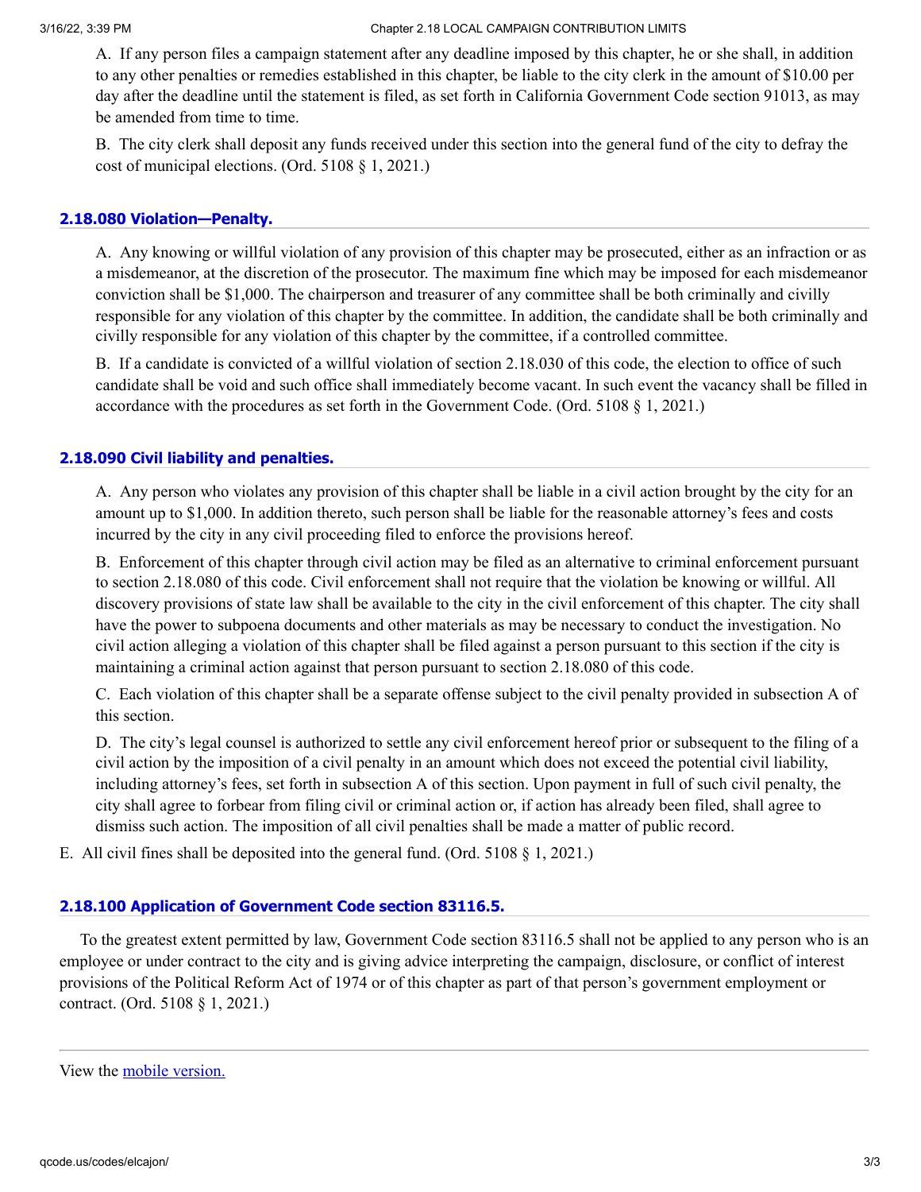A. If any person files a campaign statement after any deadline imposed by this chapter, he or she shall, in addition to any other penalties or remedies established in this chapter, be liable to the city clerk in the amount of $10.00 per day after the deadline until the statement is filed, as set forth in California Government Code section 91013, as may be amended from time to time.

B. The city clerk shall deposit any funds received under this section into the general fund of the city to defray the cost of municipal elections. (Ord. 5108 § 1, 2021.)

### 2.18.080 Violation—Penalty.

A. Any knowing or willful violation of any provision of this chapter may be prosecuted, either as an infraction or as a misdemeanor, at the discretion of the prosecutor. The maximum fine which may be imposed for each misdemeanor conviction shall be $1,000. The chairperson and treasurer of any committee shall be both criminally and civilly responsible for any violation of this chapter by the committee. In addition, the candidate shall be both criminally and civilly responsible for any violation of this chapter by the committee, if a controlled committee.

B. If a candidate is convicted of a willful violation of section 2.18.030 of this code, the election to office of such candidate shall be void and such office shall immediately become vacant. In such event the vacancy shall be filled in accordance with the procedures as set forth in the Government Code. (Ord. 5108 § 1, 2021.)

### 2.18.090 Civil liability and penalties.

A. Any person who violates any provision of this chapter shall be liable in a civil action brought by the city for an amount up to $1,000. In addition thereto, such person shall be liable for the reasonable attorney's fees and costs incurred by the city in any civil proceeding filed to enforce the provisions hereof.

B. Enforcement of this chapter through civil action may be filed as an alternative to criminal enforcement pursuant to section 2.18.080 of this code. Civil enforcement shall not require that the violation be knowing or willful. All discovery provisions of state law shall be available to the city in the civil enforcement of this chapter. The city shall have the power to subpoena documents and other materials as may be necessary to conduct the investigation. No civil action alleging a violation of this chapter shall be filed against a person pursuant to this section if the city is maintaining a criminal action against that person pursuant to section 2.18.080 of this code.

C. Each violation of this chapter shall be a separate offense subject to the civil penalty provided in subsection A of this section.

D. The city's legal counsel is authorized to settle any civil enforcement hereof prior or subsequent to the filing of a civil action by the imposition of a civil penalty in an amount which does not exceed the potential civil liability, including attorney's fees, set forth in subsection A of this section. Upon payment in full of such civil penalty, the city shall agree to forbear from filing civil or criminal action or, if action has already been filed, shall agree to dismiss such action. The imposition of all civil penalties shall be made a matter of public record.

E. All civil fines shall be deposited into the general fund. (Ord. 5108 § 1, 2021.)

### 2.18.100 Application of Government Code section 83116.5.

To the greatest extent permitted by law, Government Code section 83116.5 shall not be applied to any person who is an employee or under contract to the city and is giving advice interpreting the campaign, disclosure, or conflict of interest provisions of the Political Reform Act of 1974 or of this chapter as part of that person's government employment or contract. (Ord. 5108 § 1, 2021.)

---

View the mobile version.